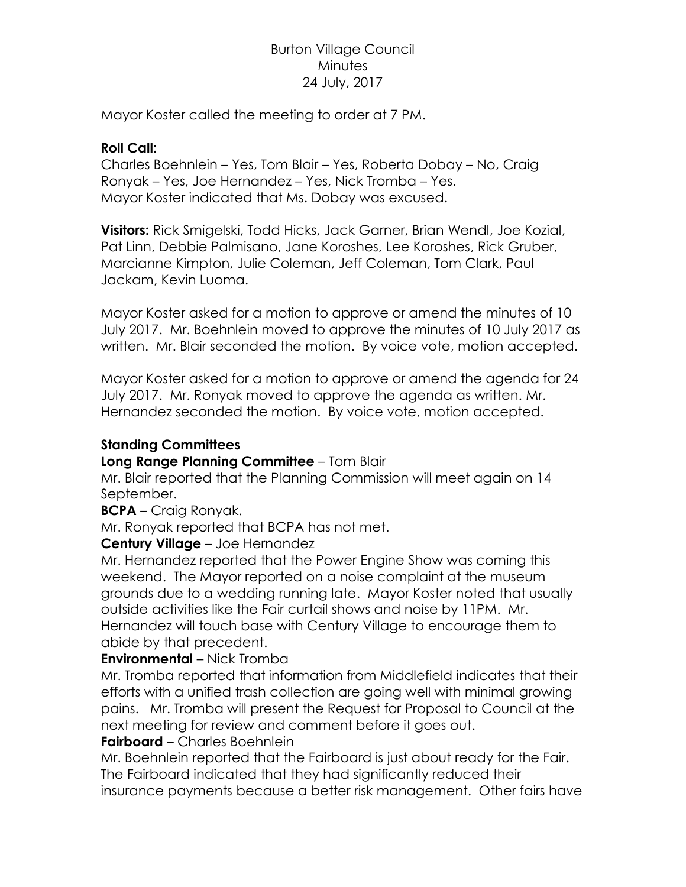# Burton Village Council
## Minutes
## 24 July, 2017

Mayor Koster called the meeting to order at 7 PM.

**Roll Call:**
Charles Boehnlein – Yes, Tom Blair – Yes, Roberta Dobay – No, Craig Ronyak – Yes, Joe Hernandez – Yes, Nick Tromba – Yes.
Mayor Koster indicated that Ms. Dobay was excused.

**Visitors:** Rick Smigelski, Todd Hicks, Jack Garner, Brian Wendl, Joe Kozial, Pat Linn, Debbie Palmisano, Jane Koroshes, Lee Koroshes, Rick Gruber, Marcianne Kimpton, Julie Coleman, Jeff Coleman, Tom Clark, Paul Jackam, Kevin Luoma.

Mayor Koster asked for a motion to approve or amend the minutes of 10 July 2017. Mr. Boehnlein moved to approve the minutes of 10 July 2017 as written. Mr. Blair seconded the motion. By voice vote, motion accepted.

Mayor Koster asked for a motion to approve or amend the agenda for 24 July 2017. Mr. Ronyak moved to approve the agenda as written. Mr. Hernandez seconded the motion. By voice vote, motion accepted.

**Standing Committees**

**Long Range Planning Committee** – Tom Blair
Mr. Blair reported that the Planning Commission will meet again on 14 September.

**BCPA** – Craig Ronyak.
Mr. Ronyak reported that BCPA has not met.

**Century Village** – Joe Hernandez
Mr. Hernandez reported that the Power Engine Show was coming this weekend. The Mayor reported on a noise complaint at the museum grounds due to a wedding running late. Mayor Koster noted that usually outside activities like the Fair curtail shows and noise by 11PM. Mr. Hernandez will touch base with Century Village to encourage them to abide by that precedent.

**Environmental** – Nick Tromba
Mr. Tromba reported that information from Middlefield indicates that their efforts with a unified trash collection are going well with minimal growing pains. Mr. Tromba will present the Request for Proposal to Council at the next meeting for review and comment before it goes out.

**Fairboard** – Charles Boehnlein
Mr. Boehnlein reported that the Fairboard is just about ready for the Fair. The Fairboard indicated that they had significantly reduced their insurance payments because a better risk management. Other fairs have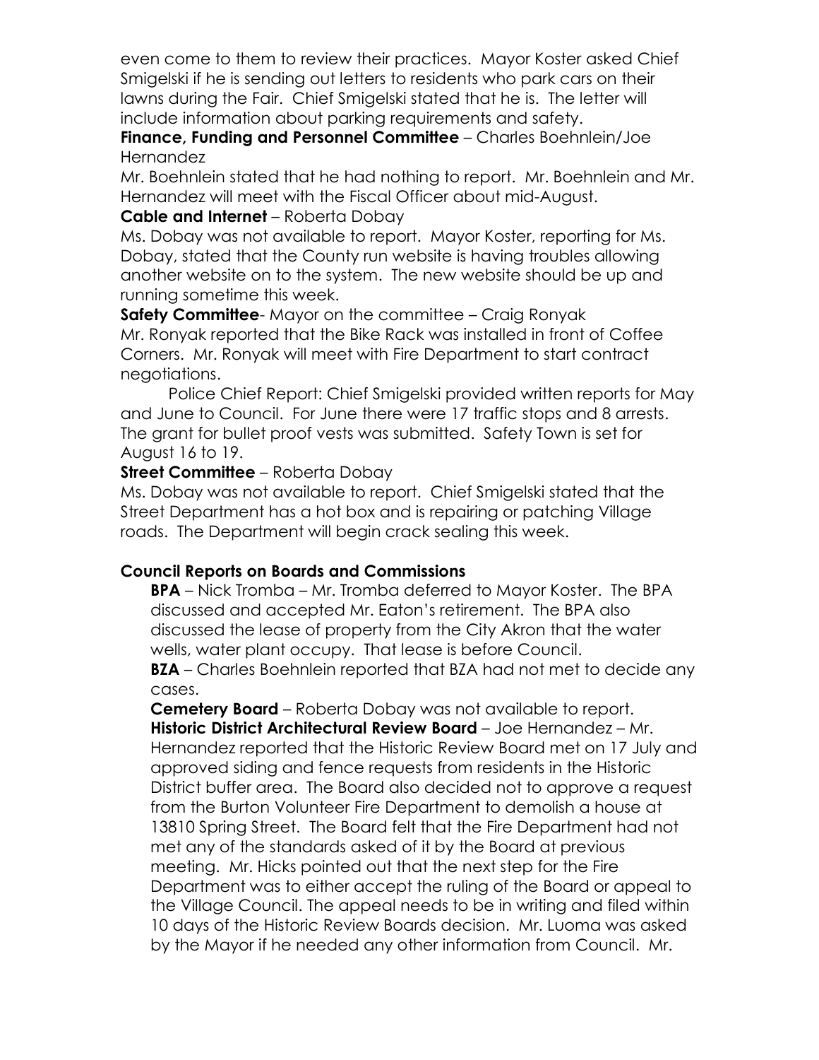even come to them to review their practices. Mayor Koster asked Chief Smigelski if he is sending out letters to residents who park cars on their lawns during the Fair. Chief Smigelski stated that he is. The letter will include information about parking requirements and safety.

**Finance, Funding and Personnel Committee** – Charles Boehnlein/Joe Hernandez

Mr. Boehnlein stated that he had nothing to report. Mr. Boehnlein and Mr. Hernandez will meet with the Fiscal Officer about mid-August.

**Cable and Internet** – Roberta Dobay

Ms. Dobay was not available to report. Mayor Koster, reporting for Ms. Dobay, stated that the County run website is having troubles allowing another website on to the system. The new website should be up and running sometime this week.

**Safety Committee**- Mayor on the committee – Craig Ronyak

Mr. Ronyak reported that the Bike Rack was installed in front of Coffee Corners. Mr. Ronyak will meet with Fire Department to start contract negotiations.

Police Chief Report: Chief Smigelski provided written reports for May and June to Council. For June there were 17 traffic stops and 8 arrests. The grant for bullet proof vests was submitted. Safety Town is set for August 16 to 19.

**Street Committee** – Roberta Dobay

Ms. Dobay was not available to report. Chief Smigelski stated that the Street Department has a hot box and is repairing or patching Village roads. The Department will begin crack sealing this week.

## Council Reports on Boards and Commissions

**BPA** – Nick Tromba – Mr. Tromba deferred to Mayor Koster. The BPA discussed and accepted Mr. Eaton's retirement. The BPA also discussed the lease of property from the City Akron that the water wells, water plant occupy. That lease is before Council.

**BZA** – Charles Boehnlein reported that BZA had not met to decide any cases.

**Cemetery Board** – Roberta Dobay was not available to report.

**Historic District Architectural Review Board** – Joe Hernandez – Mr. Hernandez reported that the Historic Review Board met on 17 July and approved siding and fence requests from residents in the Historic District buffer area. The Board also decided not to approve a request from the Burton Volunteer Fire Department to demolish a house at 13810 Spring Street. The Board felt that the Fire Department had not met any of the standards asked of it by the Board at previous meeting. Mr. Hicks pointed out that the next step for the Fire Department was to either accept the ruling of the Board or appeal to the Village Council. The appeal needs to be in writing and filed within 10 days of the Historic Review Boards decision. Mr. Luoma was asked by the Mayor if he needed any other information from Council. Mr.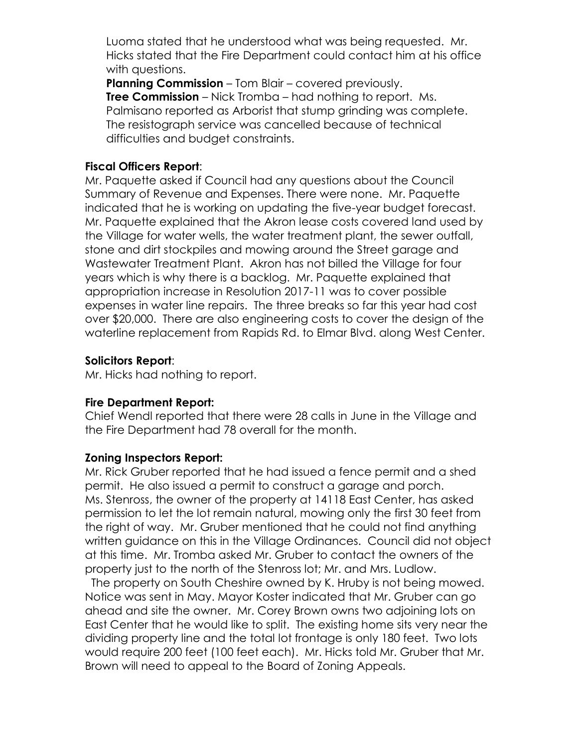Luoma stated that he understood what was being requested. Mr. Hicks stated that the Fire Department could contact him at his office with questions.

**Planning Commission** – Tom Blair – covered previously.

**Tree Commission** – Nick Tromba – had nothing to report. Ms. Palmisano reported as Arborist that stump grinding was complete. The resistograph service was cancelled because of technical difficulties and budget constraints.

**Fiscal Officers Report**:

Mr. Paquette asked if Council had any questions about the Council Summary of Revenue and Expenses. There were none. Mr. Paquette indicated that he is working on updating the five-year budget forecast. Mr. Paquette explained that the Akron lease costs covered land used by the Village for water wells, the water treatment plant, the sewer outfall, stone and dirt stockpiles and mowing around the Street garage and Wastewater Treatment Plant. Akron has not billed the Village for four years which is why there is a backlog. Mr. Paquette explained that appropriation increase in Resolution 2017-11 was to cover possible expenses in water line repairs. The three breaks so far this year had cost over $20,000. There are also engineering costs to cover the design of the waterline replacement from Rapids Rd. to Elmar Blvd. along West Center.

**Solicitors Report**:

Mr. Hicks had nothing to report.

**Fire Department Report:**

Chief Wendl reported that there were 28 calls in June in the Village and the Fire Department had 78 overall for the month.

**Zoning Inspectors Report:**

Mr. Rick Gruber reported that he had issued a fence permit and a shed permit. He also issued a permit to construct a garage and porch. Ms. Stenross, the owner of the property at 14118 East Center, has asked permission to let the lot remain natural, mowing only the first 30 feet from the right of way. Mr. Gruber mentioned that he could not find anything written guidance on this in the Village Ordinances. Council did not object at this time. Mr. Tromba asked Mr. Gruber to contact the owners of the property just to the north of the Stenross lot; Mr. and Mrs. Ludlow.

The property on South Cheshire owned by K. Hruby is not being mowed. Notice was sent in May. Mayor Koster indicated that Mr. Gruber can go ahead and site the owner. Mr. Corey Brown owns two adjoining lots on East Center that he would like to split. The existing home sits very near the dividing property line and the total lot frontage is only 180 feet. Two lots would require 200 feet (100 feet each). Mr. Hicks told Mr. Gruber that Mr. Brown will need to appeal to the Board of Zoning Appeals.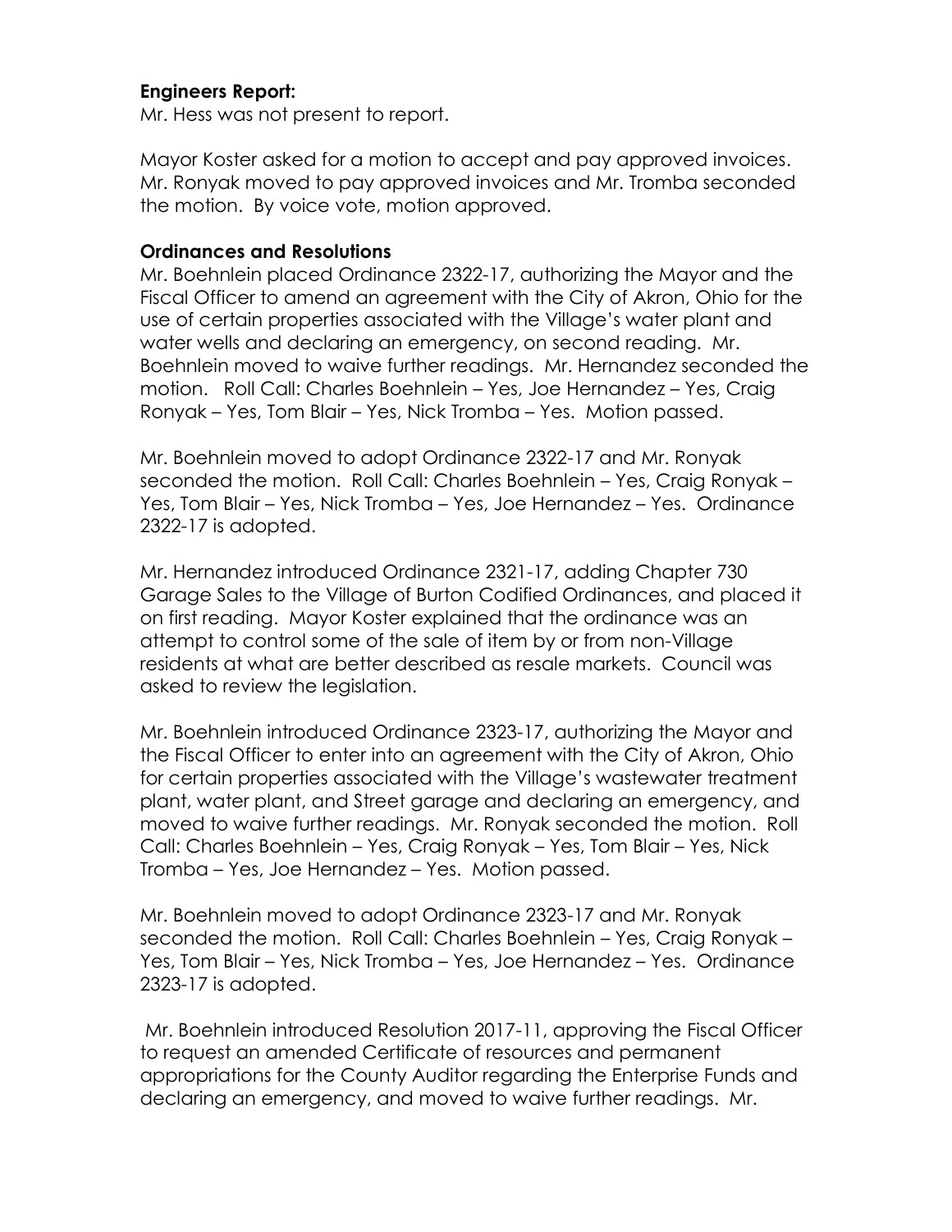**Engineers Report:**
Mr. Hess was not present to report.

Mayor Koster asked for a motion to accept and pay approved invoices. Mr. Ronyak moved to pay approved invoices and Mr. Tromba seconded the motion. By voice vote, motion approved.

**Ordinances and Resolutions**
Mr. Boehnlein placed Ordinance 2322-17, authorizing the Mayor and the Fiscal Officer to amend an agreement with the City of Akron, Ohio for the use of certain properties associated with the Village's water plant and water wells and declaring an emergency, on second reading. Mr. Boehnlein moved to waive further readings. Mr. Hernandez seconded the motion. Roll Call: Charles Boehnlein – Yes, Joe Hernandez – Yes, Craig Ronyak – Yes, Tom Blair – Yes, Nick Tromba – Yes. Motion passed.

Mr. Boehnlein moved to adopt Ordinance 2322-17 and Mr. Ronyak seconded the motion. Roll Call: Charles Boehnlein – Yes, Craig Ronyak – Yes, Tom Blair – Yes, Nick Tromba – Yes, Joe Hernandez – Yes. Ordinance 2322-17 is adopted.

Mr. Hernandez introduced Ordinance 2321-17, adding Chapter 730 Garage Sales to the Village of Burton Codified Ordinances, and placed it on first reading. Mayor Koster explained that the ordinance was an attempt to control some of the sale of item by or from non-Village residents at what are better described as resale markets. Council was asked to review the legislation.

Mr. Boehnlein introduced Ordinance 2323-17, authorizing the Mayor and the Fiscal Officer to enter into an agreement with the City of Akron, Ohio for certain properties associated with the Village's wastewater treatment plant, water plant, and Street garage and declaring an emergency, and moved to waive further readings. Mr. Ronyak seconded the motion. Roll Call: Charles Boehnlein – Yes, Craig Ronyak – Yes, Tom Blair – Yes, Nick Tromba – Yes, Joe Hernandez – Yes. Motion passed.

Mr. Boehnlein moved to adopt Ordinance 2323-17 and Mr. Ronyak seconded the motion. Roll Call: Charles Boehnlein – Yes, Craig Ronyak – Yes, Tom Blair – Yes, Nick Tromba – Yes, Joe Hernandez – Yes. Ordinance 2323-17 is adopted.

Mr. Boehnlein introduced Resolution 2017-11, approving the Fiscal Officer to request an amended Certificate of resources and permanent appropriations for the County Auditor regarding the Enterprise Funds and declaring an emergency, and moved to waive further readings. Mr.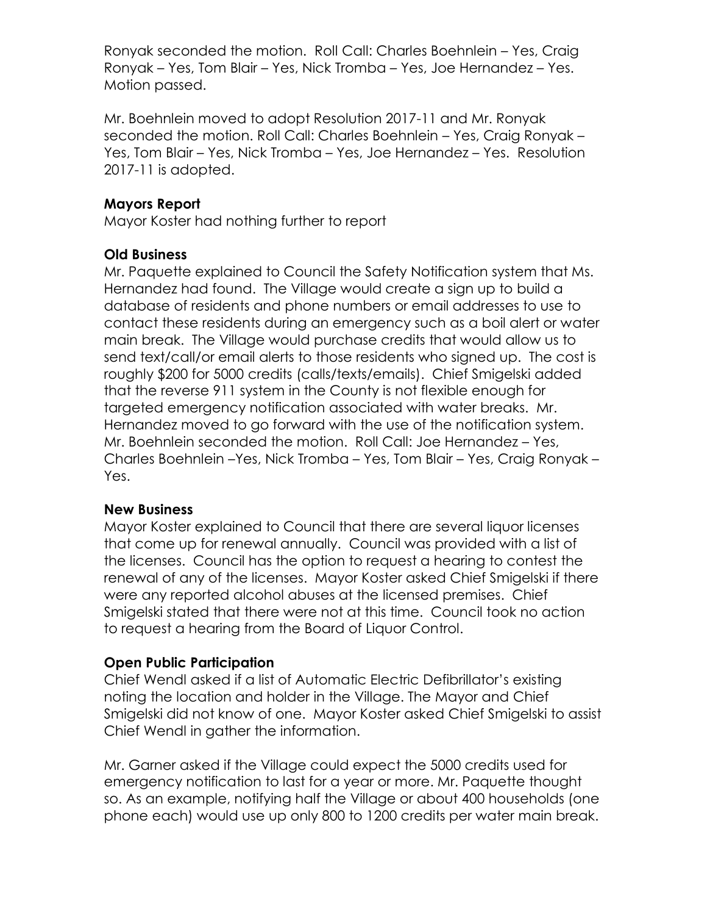Ronyak seconded the motion. Roll Call: Charles Boehnlein – Yes, Craig Ronyak – Yes, Tom Blair – Yes, Nick Tromba – Yes, Joe Hernandez – Yes. Motion passed.

Mr. Boehnlein moved to adopt Resolution 2017-11 and Mr. Ronyak seconded the motion. Roll Call: Charles Boehnlein – Yes, Craig Ronyak – Yes, Tom Blair – Yes, Nick Tromba – Yes, Joe Hernandez – Yes. Resolution 2017-11 is adopted.

**Mayors Report**

Mayor Koster had nothing further to report

**Old Business**

Mr. Paquette explained to Council the Safety Notification system that Ms. Hernandez had found. The Village would create a sign up to build a database of residents and phone numbers or email addresses to use to contact these residents during an emergency such as a boil alert or water main break. The Village would purchase credits that would allow us to send text/call/or email alerts to those residents who signed up. The cost is roughly $200 for 5000 credits (calls/texts/emails). Chief Smigelski added that the reverse 911 system in the County is not flexible enough for targeted emergency notification associated with water breaks. Mr. Hernandez moved to go forward with the use of the notification system. Mr. Boehnlein seconded the motion. Roll Call: Joe Hernandez – Yes, Charles Boehnlein –Yes, Nick Tromba – Yes, Tom Blair – Yes, Craig Ronyak – Yes.

**New Business**

Mayor Koster explained to Council that there are several liquor licenses that come up for renewal annually. Council was provided with a list of the licenses. Council has the option to request a hearing to contest the renewal of any of the licenses. Mayor Koster asked Chief Smigelski if there were any reported alcohol abuses at the licensed premises. Chief Smigelski stated that there were not at this time. Council took no action to request a hearing from the Board of Liquor Control.

**Open Public Participation**

Chief Wendl asked if a list of Automatic Electric Defibrillator's existing noting the location and holder in the Village. The Mayor and Chief Smigelski did not know of one. Mayor Koster asked Chief Smigelski to assist Chief Wendl in gather the information.

Mr. Garner asked if the Village could expect the 5000 credits used for emergency notification to last for a year or more. Mr. Paquette thought so. As an example, notifying half the Village or about 400 households (one phone each) would use up only 800 to 1200 credits per water main break.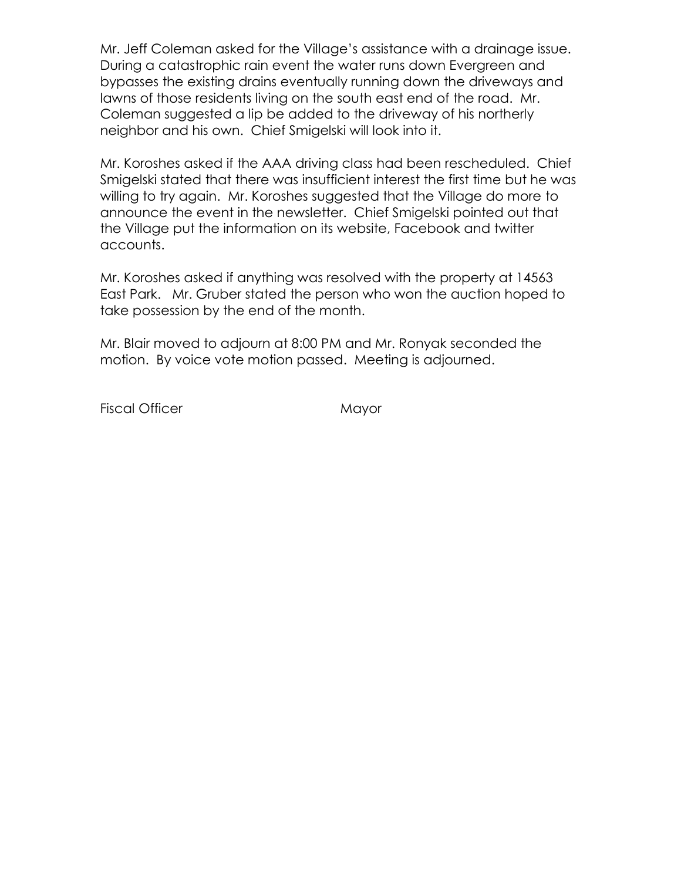Mr. Jeff Coleman asked for the Village's assistance with a drainage issue. During a catastrophic rain event the water runs down Evergreen and bypasses the existing drains eventually running down the driveways and lawns of those residents living on the south east end of the road. Mr. Coleman suggested a lip be added to the driveway of his northerly neighbor and his own. Chief Smigelski will look into it.

Mr. Koroshes asked if the AAA driving class had been rescheduled. Chief Smigelski stated that there was insufficient interest the first time but he was willing to try again. Mr. Koroshes suggested that the Village do more to announce the event in the newsletter. Chief Smigelski pointed out that the Village put the information on its website, Facebook and twitter accounts.

Mr. Koroshes asked if anything was resolved with the property at 14563 East Park. Mr. Gruber stated the person who won the auction hoped to take possession by the end of the month.

Mr. Blair moved to adjourn at 8:00 PM and Mr. Ronyak seconded the motion. By voice vote motion passed. Meeting is adjourned.

Fiscal Officer Mayor